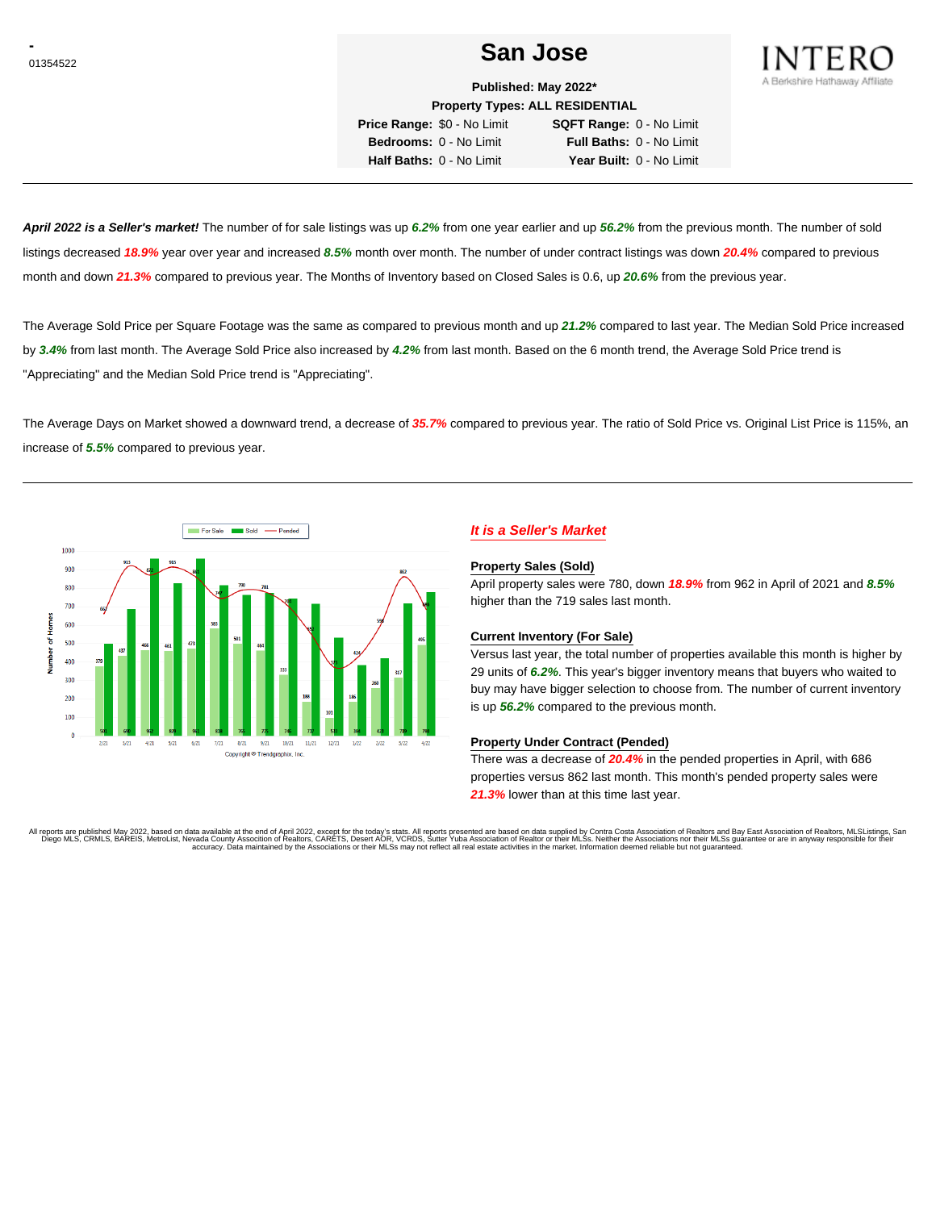-
01354522

# San Jose

INTERO
A Berkshire Hathaway Affiliate

**Published: May 2022***
**Property Types: ALL RESIDENTIAL**

**Price Range:** $0 - No Limit **SQFT Range:** 0 - No Limit
**Bedrooms:** 0 - No Limit **Full Baths:** 0 - No Limit
**Half Baths:** 0 - No Limit **Year Built:** 0 - No Limit

---

***April 2022 is a Seller's market!*** The number of for sale listings was up ***6.2%*** from one year earlier and up ***56.2%*** from the previous month. The number of sold listings decreased ***18.9%*** year over year and increased ***8.5%*** month over month. The number of under contract listings was down ***20.4%*** compared to previous month and down ***21.3%*** compared to previous year. The Months of Inventory based on Closed Sales is 0.6, up ***20.6%*** from the previous year.

The Average Sold Price per Square Footage was the same as compared to previous month and up ***21.2%*** compared to last year. The Median Sold Price increased by ***3.4%*** from last month. The Average Sold Price also increased by ***4.2%*** from last month. Based on the 6 month trend, the Average Sold Price trend is "Appreciating" and the Median Sold Price trend is "Appreciating".

The Average Days on Market showed a downward trend, a decrease of ***35.7%*** compared to previous year. The ratio of Sold Price vs. Original List Price is 115%, an increase of ***5.5%*** compared to previous year.

---

| Month | For Sale | Sold | Pended |
|---|---|---|---|
| 2/21 | 379 | 501 | 663 |
| 3/21 | 437 | 690 | 913 |
| 4/21 | 466 | 962 | 872 |
| 5/21 | 461 | 829 | 915 |
| 6/21 | 473 | 961 | 869 |
| 7/21 | 583 | 818 | 747 |
| 8/21 | 501 | 765 | 790 |
| 9/21 | 464 | 775 | 781 |
| 10/21 | 333 | 746 | 708 |
| 11/21 | 188 | 717 | 556 |
| 12/21 | 101 | 531 | 373 |
| 1/22 | 186 | 386 | 424 |
| 2/22 | 260 | 423 | 568 |
| 3/22 | 317 | 719 | 862 |
| 4/22 | 495 | 780 | 686 |

Copyright © Trendgraphix, Inc.

## *It is a Seller's Market*

### Property Sales (Sold)

April property sales were 780, down ***18.9%*** from 962 in April of 2021 and ***8.5%*** higher than the 719 sales last month.

### Current Inventory (For Sale)

Versus last year, the total number of properties available this month is higher by 29 units of ***6.2%***. This year's bigger inventory means that buyers who waited to buy may have bigger selection to choose from. The number of current inventory is up ***56.2%*** compared to the previous month.

### Property Under Contract (Pended)

There was a decrease of ***20.4%*** in the pended properties in April, with 686 properties versus 862 last month. This month's pended property sales were ***21.3%*** lower than at this time last year.

All reports are published May 2022, based on data available at the end of April 2022, except for the today's stats. All reports presented are based on data supplied by Contra Costa Association of Realtors and Bay East Association of Realtors, MLSListings, San Diego MLS, CRMLS, BAREIS, MetroList, Nevada County Association of Realtors, CARETS, Desert AOR, VCRDS, Sutter Yuba Association of Realtor or their MLSs. Neither the Associations nor their MLSs guarantee or are in anyway responsible for their accuracy. Data maintained by the Associations or their MLSs may not reflect all real estate activities in the market. Information deemed reliable but not guaranteed.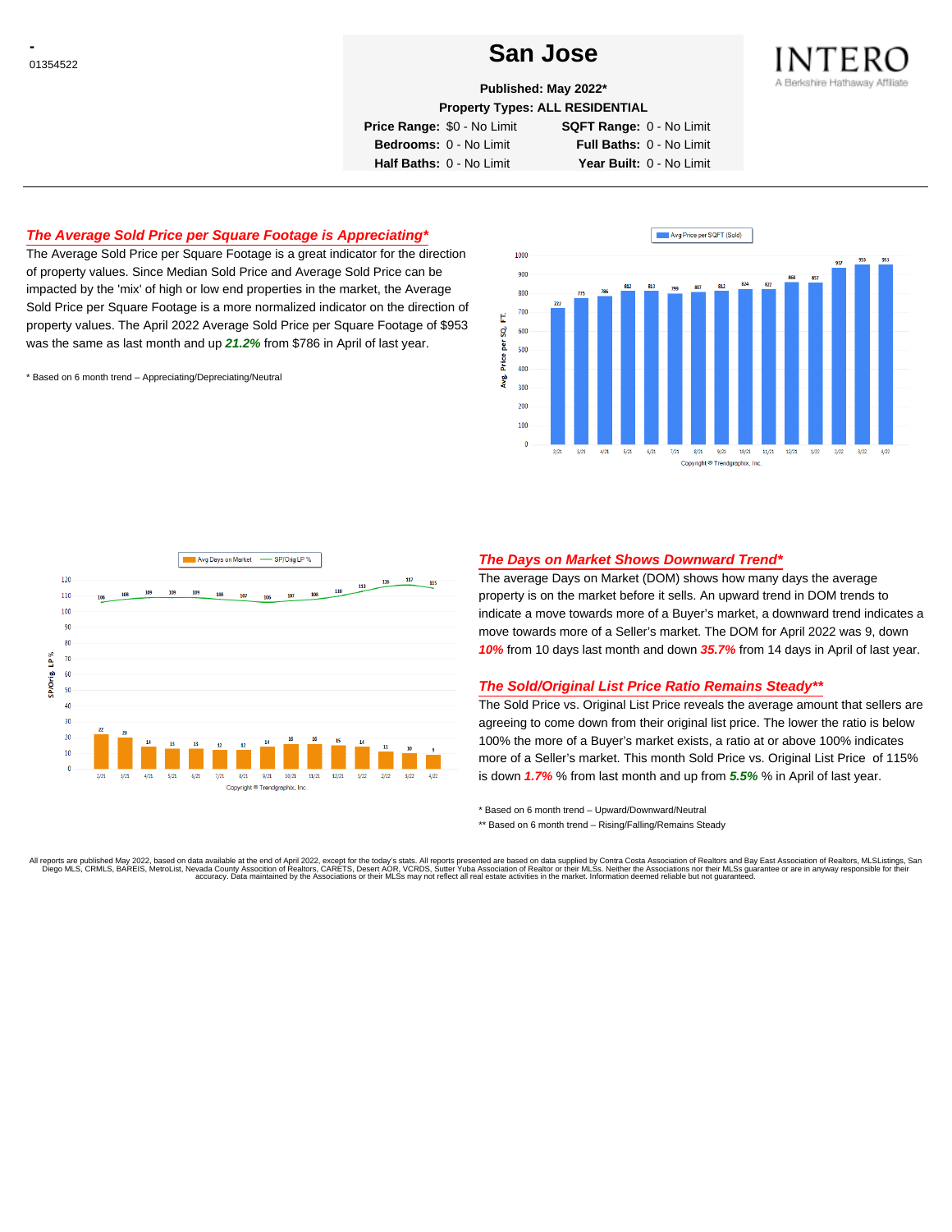-
01354522

# San Jose

**Published: May 2022***

**Property Types: ALL RESIDENTIAL**

| | | | |
|---|---|---|---|
| **Price Range:** | $0 - No Limit | **SQFT Range:** | 0 - No Limit |
| **Bedrooms:** | 0 - No Limit | **Full Baths:** | 0 - No Limit |
| **Half Baths:** | 0 - No Limit | **Year Built:** | 0 - No Limit |

INTERO
A Berkshire Hathaway Affiliate

---

## *The Average Sold Price per Square Footage is Appreciating**

The Average Sold Price per Square Footage is a great indicator for the direction of property values. Since Median Sold Price and Average Sold Price can be impacted by the 'mix' of high or low end properties in the market, the Average Sold Price per Square Footage is a more normalized indicator on the direction of property values. The April 2022 Average Sold Price per Square Footage of $953 was the same as last month and up ***21.2%*** from $786 in April of last year.

* Based on 6 month trend – Appreciating/Depreciating/Neutral

Avg Price per SQFT (Sold)

| Month | 2/21 | 3/21 | 4/21 | 5/21 | 6/21 | 7/21 | 8/21 | 9/21 | 10/21 | 11/21 | 12/21 | 1/22 | 2/22 | 3/22 | 4/22 |
|---|---|---|---|---|---|---|---|---|---|---|---|---|---|---|---|
| Avg. Price per SQ. FT. | 722 | 775 | 786 | 812 | 813 | 799 | 807 | 812 | 824 | 822 | 860 | 857 | 937 | 953 | 953 |

Copyright ® Trendgraphix, Inc.

Avg Days on Market / SP/Orig LP %

| Month | 2/21 | 3/21 | 4/21 | 5/21 | 6/21 | 7/21 | 8/21 | 9/21 | 10/21 | 11/21 | 12/21 | 1/22 | 2/22 | 3/22 | 4/22 |
|---|---|---|---|---|---|---|---|---|---|---|---|---|---|---|---|
| Avg Days on Market | 22 | 20 | 14 | 13 | 13 | 12 | 12 | 14 | 16 | 16 | 15 | 14 | 11 | 10 | 9 |
| SP/Orig LP % | 106 | 108 | 109 | 109 | 109 | 108 | 107 | 106 | 107 | 108 | 110 | 113 | 116 | 117 | 115 |

Copyright ® Trendgraphix, Inc.

## *The Days on Market Shows Downward Trend**

The average Days on Market (DOM) shows how many days the average property is on the market before it sells. An upward trend in DOM trends to indicate a move towards more of a Buyer's market, a downward trend indicates a move towards more of a Seller's market. The DOM for April 2022 was 9, down ***10%*** from 10 days last month and down ***35.7%*** from 14 days in April of last year.

## *The Sold/Original List Price Ratio Remains Steady***

The Sold Price vs. Original List Price reveals the average amount that sellers are agreeing to come down from their original list price. The lower the ratio is below 100% the more of a Buyer's market exists, a ratio at or above 100% indicates more of a Seller's market. This month Sold Price vs. Original List Price of 115% is down ***1.7%*** % from last month and up from ***5.5%*** % in April of last year.

* Based on 6 month trend – Upward/Downward/Neutral

** Based on 6 month trend – Rising/Falling/Remains Steady

All reports are published May 2022, based on data available at the end of April 2022, except for the today's stats. All reports presented are based on data supplied by Contra Costa Association of Realtors and Bay East Association of Realtors, MLSListings, San Diego MLS, CRMLS, BAREIS, MetroList, Nevada County Association of Realtors, CARETS, Desert AOR, VCRDS, Sutter Yuba Association of Realtor or their MLSs. Neither the Associations nor their MLSs guarantee or are in anyway responsible for their accuracy. Data maintained by the Associations or their MLSs may not reflect all real estate activities in the market. Information deemed reliable but not guaranteed.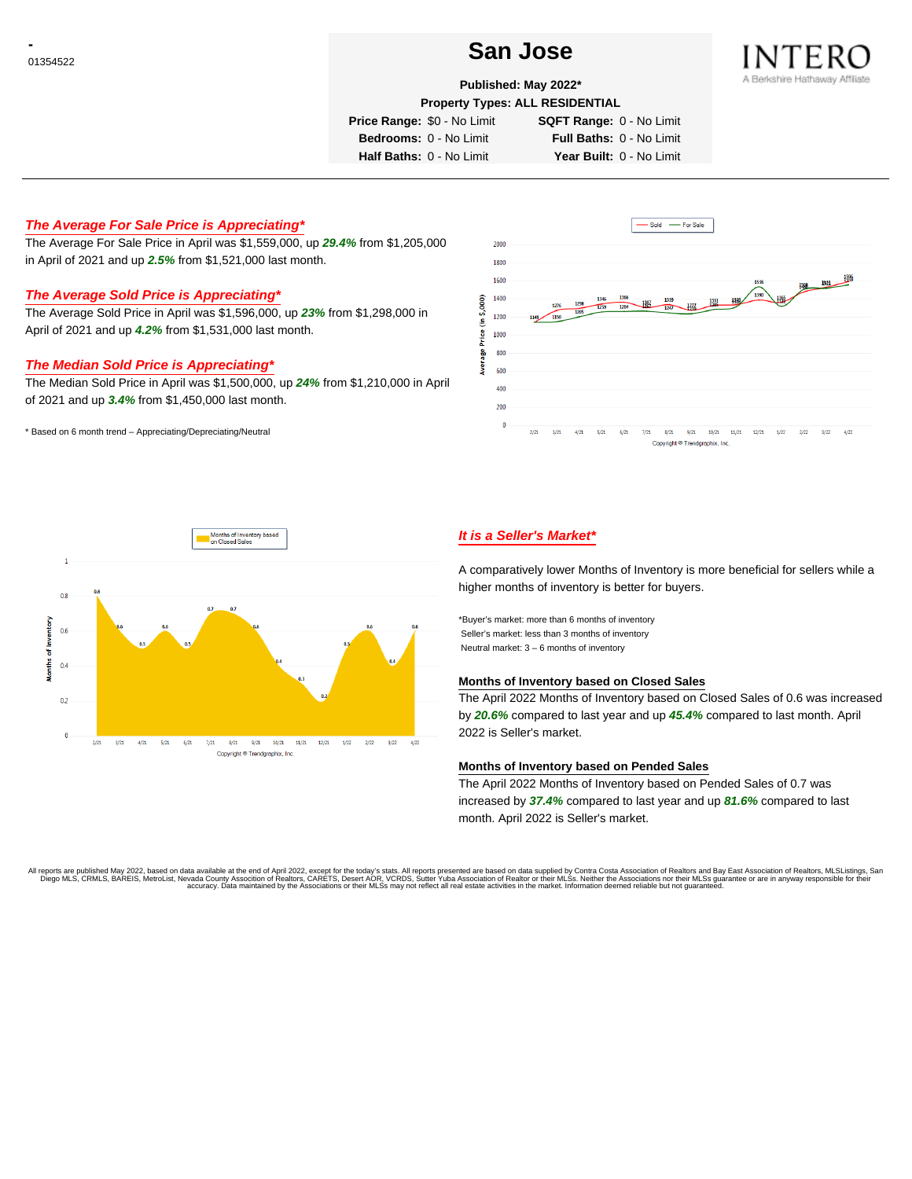-
01354522

# San Jose

**Published: May 2022***

**Property Types: ALL RESIDENTIAL**

| | | | |
|---|---|---|---|
| **Price Range:** | $0 - No Limit | **SQFT Range:** | 0 - No Limit |
| **Bedrooms:** | 0 - No Limit | **Full Baths:** | 0 - No Limit |
| **Half Baths:** | 0 - No Limit | **Year Built:** | 0 - No Limit |

INTERO
A Berkshire Hathaway Affiliate

---

## *The Average For Sale Price is Appreciating**

The Average For Sale Price in April was $1,559,000, up ***29.4%*** from $1,205,000 in April of 2021 and up ***2.5%*** from $1,521,000 last month.

## *The Average Sold Price is Appreciating**

The Average Sold Price in April was $1,596,000, up ***23%*** from $1,298,000 in April of 2021 and up ***4.2%*** from $1,531,000 last month.

## *The Median Sold Price is Appreciating**

The Median Sold Price in April was $1,500,000, up ***24%*** from $1,210,000 in April of 2021 and up ***3.4%*** from $1,450,000 last month.

* Based on 6 month trend – Appreciating/Depreciating/Neutral

## *It is a Seller's Market**

A comparatively lower Months of Inventory is more beneficial for sellers while a higher months of inventory is better for buyers.

*Buyer's market: more than 6 months of inventory
Seller's market: less than 3 months of inventory
Neutral market: 3 – 6 months of inventory

### Months of Inventory based on Closed Sales

The April 2022 Months of Inventory based on Closed Sales of 0.6 was increased by ***20.6%*** compared to last year and up ***45.4%*** compared to last month. April 2022 is Seller's market.

### Months of Inventory based on Pended Sales

The April 2022 Months of Inventory based on Pended Sales of 0.7 was increased by ***37.4%*** compared to last year and up ***81.6%*** compared to last month. April 2022 is Seller's market.

All reports are published May 2022, based on data available at the end of April 2022, except for the today's stats. All reports presented are based on data supplied by Contra Costa Association of Realtors and Bay East Association of Realtors, MLSListings, San Diego MLS, CRMLS, BAREIS, MetroList, Nevada County Association of Realtors, CARETS, Desert AOR, VCRDS, Sutter Yuba Association of Realtor or their MLSs. Neither the Associations nor their MLSs guarantee or are in anyway responsible for their accuracy. Data maintained by the Associations or their MLSs may not reflect all real estate activities in the market. Information deemed reliable but not guaranteed.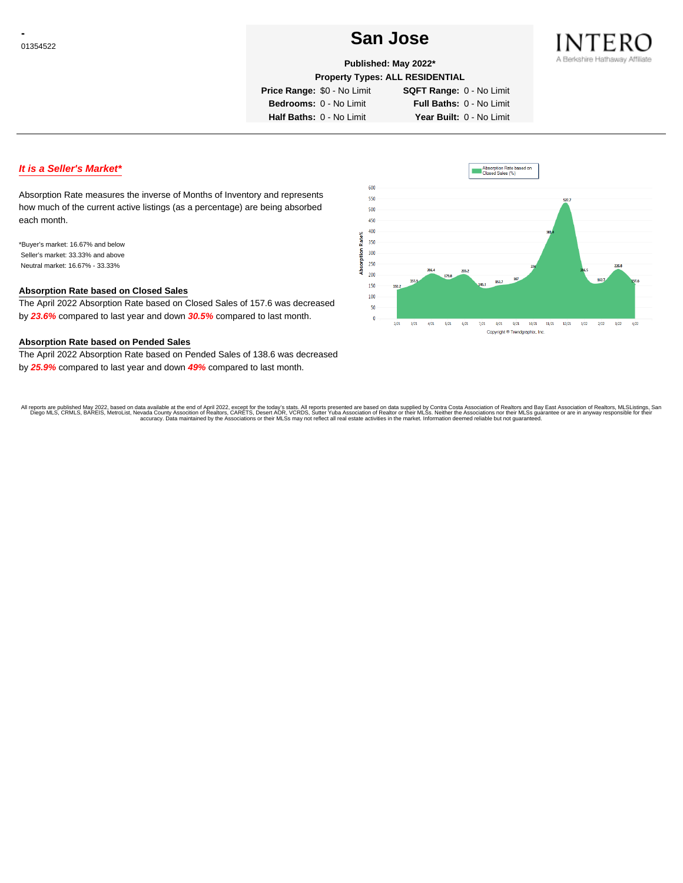-
01354522

# San Jose

**Published: May 2022***
**Property Types: ALL RESIDENTIAL**

**Price Range:** $0 - No Limit
**SQFT Range:** 0 - No Limit
**Bedrooms:** 0 - No Limit
**Full Baths:** 0 - No Limit
**Half Baths:** 0 - No Limit
**Year Built:** 0 - No Limit

INTERO
A Berkshire Hathaway Affiliate

---

***It is a Seller's Market****

Absorption Rate measures the inverse of Months of Inventory and represents how much of the current active listings (as a percentage) are being absorbed each month.

*Buyer's market: 16.67% and below
Seller's market: 33.33% and above
Neutral market: 16.67% - 33.33%

Absorption Rate based on Closed Sales (%)

600
550
500
450
400
350
300
250
200
150
100
50
0

Absorption Rate%

132.2
157.9
206.4
179.8
203.2
140.3
152.7
167
224
381.4
527.7
206.5
162.7
226.8
157.6

2/21 3/21 4/21 5/21 6/21 7/21 8/21 9/21 10/21 11/21 12/21 1/22 2/22 3/22 4/22

Copyright ® Trendgraphix, Inc.

**Absorption Rate based on Closed Sales**

The April 2022 Absorption Rate based on Closed Sales of 157.6 was decreased by ***23.6%*** compared to last year and down ***30.5%*** compared to last month.

**Absorption Rate based on Pended Sales**

The April 2022 Absorption Rate based on Pended Sales of 138.6 was decreased by ***25.9%*** compared to last year and down ***49%*** compared to last month.

All reports are published May 2022, based on data available at the end of April 2022, except for the today's stats. All reports presented are based on data supplied by Contra Costa Association of Realtors and Bay East Association of Realtors, MLSListings, San Diego MLS, CRMLS, BAREIS, MetroList, Nevada County Association of Realtors, CARETS, Desert AOR, VCRDS, Sutter Yuba Association of Realtor or their MLSs. Neither the Associations nor their MLSs guarantee or are in anyway responsible for their accuracy. Data maintained by the Associations or their MLSs may not reflect all real estate activities in the market. Information deemed reliable but not guaranteed.